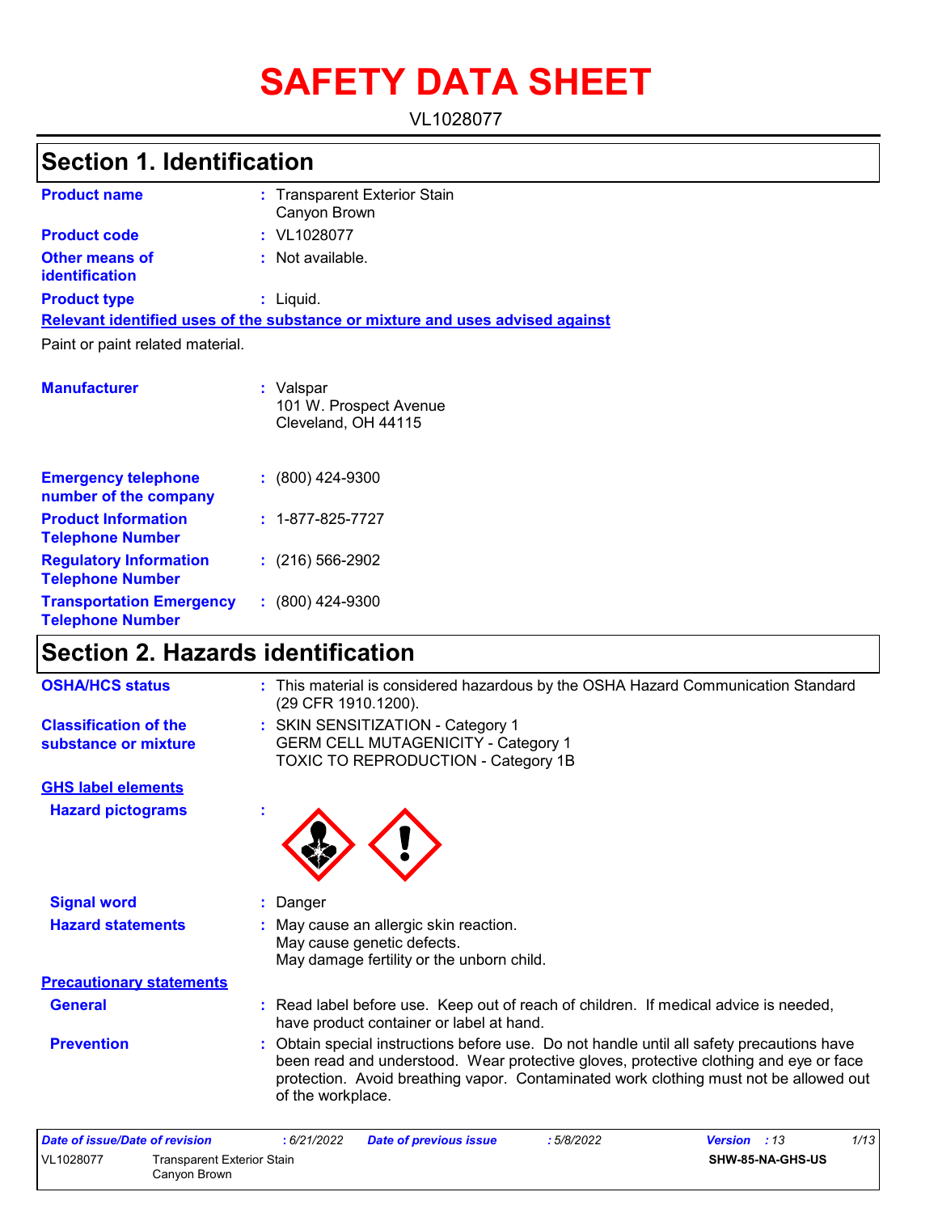# SAFETY DATA SHEET

VL1028077

## Section 1. Identification

| | | |
|---|---|---|
| **Product name** | : | Transparent Exterior Stain Canyon Brown |
| **Product code** | : | VL1028077 |
| **Other means of identification** | : | Not available. |
| **Product type** | : | Liquid. |

**Relevant identified uses of the substance or mixture and uses advised against**

Paint or paint related material.

| | | |
|---|---|---|
| **Manufacturer** | : | Valspar<br>101 W. Prospect Avenue<br>Cleveland, OH 44115 |
| **Emergency telephone number of the company** | : | (800) 424-9300 |
| **Product Information Telephone Number** | : | 1-877-825-7727 |
| **Regulatory Information Telephone Number** | : | (216) 566-2902 |
| **Transportation Emergency Telephone Number** | : | (800) 424-9300 |

## Section 2. Hazards identification

| | | |
|---|---|---|
| **OSHA/HCS status** | : | This material is considered hazardous by the OSHA Hazard Communication Standard (29 CFR 1910.1200). |
| **Classification of the substance or mixture** | : | SKIN SENSITIZATION - Category 1<br>GERM CELL MUTAGENICITY - Category 1<br>TOXIC TO REPRODUCTION - Category 1B |

**GHS label elements**

| | | |
|---|---|---|
| **Hazard pictograms** | : | |
| **Signal word** | : | Danger |
| **Hazard statements** | : | May cause an allergic skin reaction.<br>May cause genetic defects.<br>May damage fertility or the unborn child. |

**Precautionary statements**

| | | |
|---|---|---|
| **General** | : | Read label before use. Keep out of reach of children. If medical advice is needed, have product container or label at hand. |
| **Prevention** | : | Obtain special instructions before use. Do not handle until all safety precautions have been read and understood. Wear protective gloves, protective clothing and eye or face protection. Avoid breathing vapor. Contaminated work clothing must not be allowed out of the workplace. |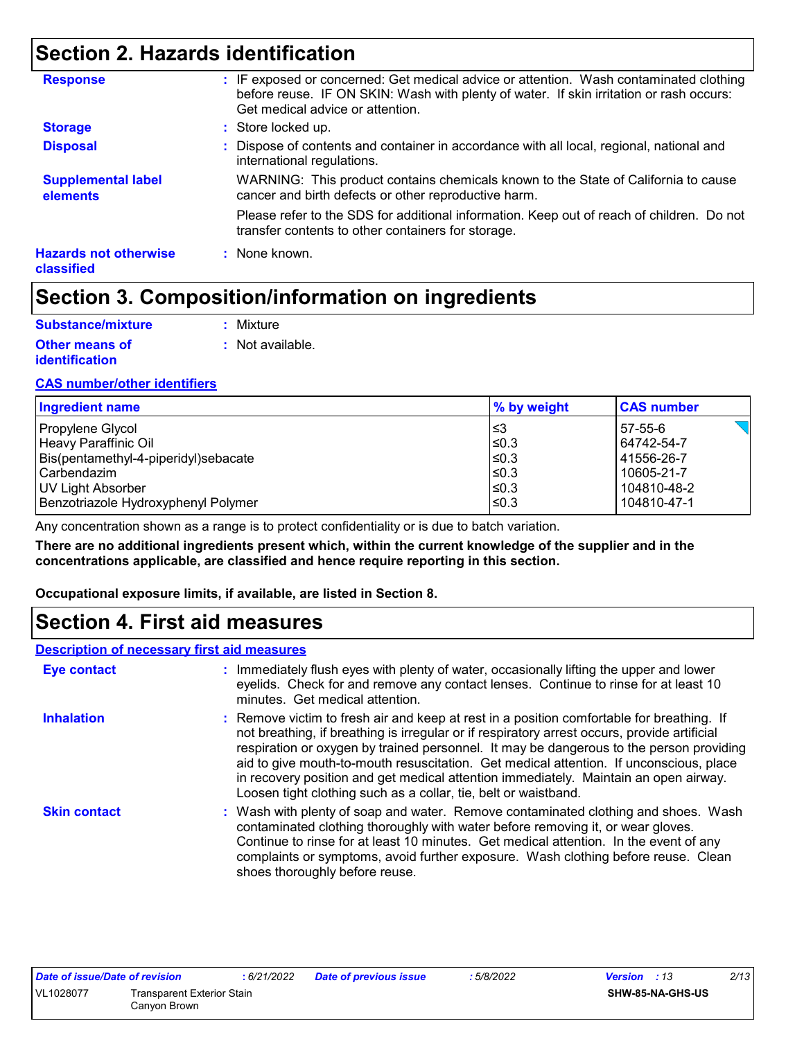## Section 2. Hazards identification

**Response** : IF exposed or concerned: Get medical advice or attention. Wash contaminated clothing before reuse. IF ON SKIN: Wash with plenty of water. If skin irritation or rash occurs: Get medical advice or attention.

**Storage** : Store locked up.

**Disposal** : Dispose of contents and container in accordance with all local, regional, national and international regulations.

**Supplemental label elements** WARNING: This product contains chemicals known to the State of California to cause cancer and birth defects or other reproductive harm.

Please refer to the SDS for additional information. Keep out of reach of children. Do not transfer contents to other containers for storage.

**Hazards not otherwise classified** : None known.

## Section 3. Composition/information on ingredients

**Substance/mixture** : Mixture

**Other means of identification** : Not available.

**CAS number/other identifiers**

| Ingredient name | % by weight | CAS number |
|---|---|---|
| Propylene Glycol | ≤3 | 57-55-6 |
| Heavy Paraffinic Oil | ≤0.3 | 64742-54-7 |
| Bis(pentamethyl-4-piperidyl)sebacate | ≤0.3 | 41556-26-7 |
| Carbendazim | ≤0.3 | 10605-21-7 |
| UV Light Absorber | ≤0.3 | 104810-48-2 |
| Benzotriazole Hydroxyphenyl Polymer | ≤0.3 | 104810-47-1 |

Any concentration shown as a range is to protect confidentiality or is due to batch variation.

**There are no additional ingredients present which, within the current knowledge of the supplier and in the concentrations applicable, are classified and hence require reporting in this section.**

**Occupational exposure limits, if available, are listed in Section 8.**

## Section 4. First aid measures

**Description of necessary first aid measures**

**Eye contact** : Immediately flush eyes with plenty of water, occasionally lifting the upper and lower eyelids. Check for and remove any contact lenses. Continue to rinse for at least 10 minutes. Get medical attention.

**Inhalation** : Remove victim to fresh air and keep at rest in a position comfortable for breathing. If not breathing, if breathing is irregular or if respiratory arrest occurs, provide artificial respiration or oxygen by trained personnel. It may be dangerous to the person providing aid to give mouth-to-mouth resuscitation. Get medical attention. If unconscious, place in recovery position and get medical attention immediately. Maintain an open airway. Loosen tight clothing such as a collar, tie, belt or waistband.

**Skin contact** : Wash with plenty of soap and water. Remove contaminated clothing and shoes. Wash contaminated clothing thoroughly with water before removing it, or wear gloves. Continue to rinse for at least 10 minutes. Get medical attention. In the event of any complaints or symptoms, avoid further exposure. Wash clothing before reuse. Clean shoes thoroughly before reuse.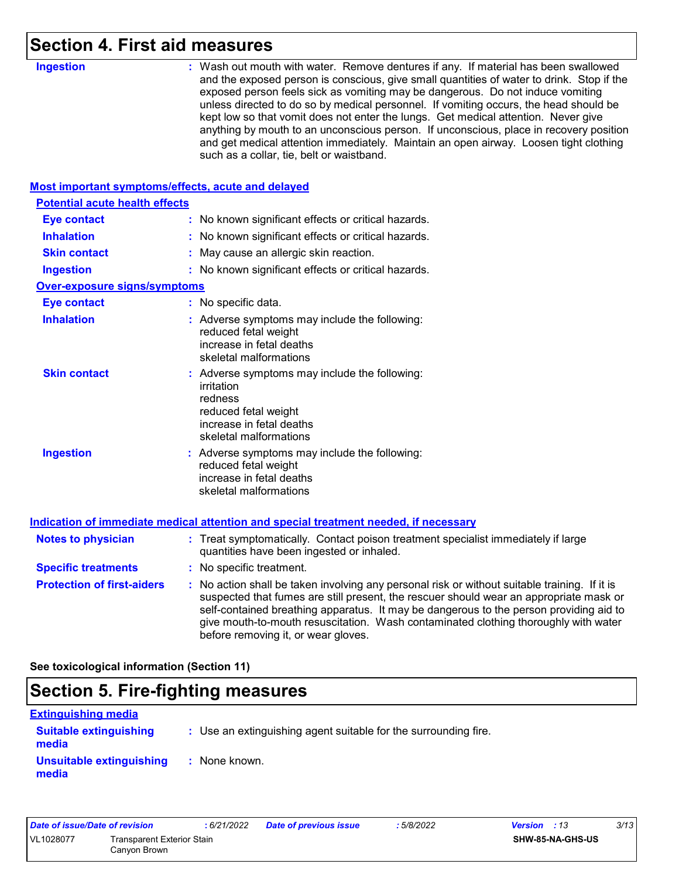# Section 4. First aid measures

**Ingestion** : Wash out mouth with water. Remove dentures if any. If material has been swallowed and the exposed person is conscious, give small quantities of water to drink. Stop if the exposed person feels sick as vomiting may be dangerous. Do not induce vomiting unless directed to do so by medical personnel. If vomiting occurs, the head should be kept low so that vomit does not enter the lungs. Get medical attention. Never give anything by mouth to an unconscious person. If unconscious, place in recovery position and get medical attention immediately. Maintain an open airway. Loosen tight clothing such as a collar, tie, belt or waistband.

## Most important symptoms/effects, acute and delayed

### Potential acute health effects

**Eye contact** : No known significant effects or critical hazards.

**Inhalation** : No known significant effects or critical hazards.

**Skin contact** : May cause an allergic skin reaction.

**Ingestion** : No known significant effects or critical hazards.

### Over-exposure signs/symptoms

**Eye contact** : No specific data.

**Inhalation** : Adverse symptoms may include the following:
reduced fetal weight
increase in fetal deaths
skeletal malformations

**Skin contact** : Adverse symptoms may include the following:
irritation
redness
reduced fetal weight
increase in fetal deaths
skeletal malformations

**Ingestion** : Adverse symptoms may include the following:
reduced fetal weight
increase in fetal deaths
skeletal malformations

## Indication of immediate medical attention and special treatment needed, if necessary

**Notes to physician** : Treat symptomatically. Contact poison treatment specialist immediately if large quantities have been ingested or inhaled.

**Specific treatments** : No specific treatment.

**Protection of first-aiders** : No action shall be taken involving any personal risk or without suitable training. If it is suspected that fumes are still present, the rescuer should wear an appropriate mask or self-contained breathing apparatus. It may be dangerous to the person providing aid to give mouth-to-mouth resuscitation. Wash contaminated clothing thoroughly with water before removing it, or wear gloves.

**See toxicological information (Section 11)**

# Section 5. Fire-fighting measures

## Extinguishing media

**Suitable extinguishing media** : Use an extinguishing agent suitable for the surrounding fire.

**Unsuitable extinguishing media** : None known.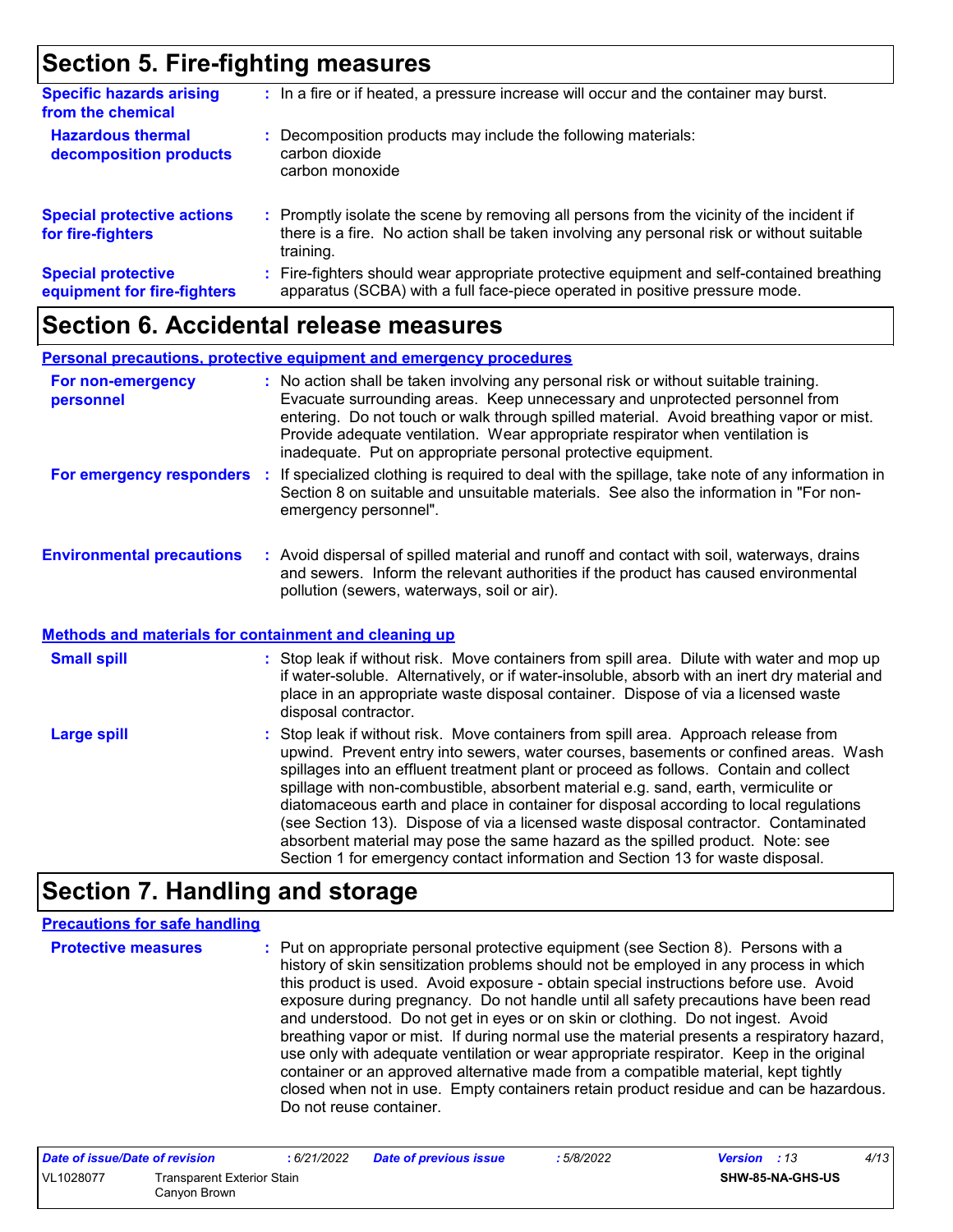## Section 5. Fire-fighting measures

**Specific hazards arising from the chemical** : In a fire or if heated, a pressure increase will occur and the container may burst.

**Hazardous thermal decomposition products** : Decomposition products may include the following materials:
carbon dioxide
carbon monoxide

**Special protective actions for fire-fighters** : Promptly isolate the scene by removing all persons from the vicinity of the incident if there is a fire. No action shall be taken involving any personal risk or without suitable training.

**Special protective equipment for fire-fighters** : Fire-fighters should wear appropriate protective equipment and self-contained breathing apparatus (SCBA) with a full face-piece operated in positive pressure mode.

## Section 6. Accidental release measures

### Personal precautions, protective equipment and emergency procedures

**For non-emergency personnel** : No action shall be taken involving any personal risk or without suitable training. Evacuate surrounding areas. Keep unnecessary and unprotected personnel from entering. Do not touch or walk through spilled material. Avoid breathing vapor or mist. Provide adequate ventilation. Wear appropriate respirator when ventilation is inadequate. Put on appropriate personal protective equipment.

**For emergency responders** : If specialized clothing is required to deal with the spillage, take note of any information in Section 8 on suitable and unsuitable materials. See also the information in "For non-emergency personnel".

**Environmental precautions** : Avoid dispersal of spilled material and runoff and contact with soil, waterways, drains and sewers. Inform the relevant authorities if the product has caused environmental pollution (sewers, waterways, soil or air).

### Methods and materials for containment and cleaning up

**Small spill** : Stop leak if without risk. Move containers from spill area. Dilute with water and mop up if water-soluble. Alternatively, or if water-insoluble, absorb with an inert dry material and place in an appropriate waste disposal container. Dispose of via a licensed waste disposal contractor.

**Large spill** : Stop leak if without risk. Move containers from spill area. Approach release from upwind. Prevent entry into sewers, water courses, basements or confined areas. Wash spillages into an effluent treatment plant or proceed as follows. Contain and collect spillage with non-combustible, absorbent material e.g. sand, earth, vermiculite or diatomaceous earth and place in container for disposal according to local regulations (see Section 13). Dispose of via a licensed waste disposal contractor. Contaminated absorbent material may pose the same hazard as the spilled product. Note: see Section 1 for emergency contact information and Section 13 for waste disposal.

## Section 7. Handling and storage

### Precautions for safe handling

**Protective measures** : Put on appropriate personal protective equipment (see Section 8). Persons with a history of skin sensitization problems should not be employed in any process in which this product is used. Avoid exposure - obtain special instructions before use. Avoid exposure during pregnancy. Do not handle until all safety precautions have been read and understood. Do not get in eyes or on skin or clothing. Do not ingest. Avoid breathing vapor or mist. If during normal use the material presents a respiratory hazard, use only with adequate ventilation or wear appropriate respirator. Keep in the original container or an approved alternative made from a compatible material, kept tightly closed when not in use. Empty containers retain product residue and can be hazardous. Do not reuse container.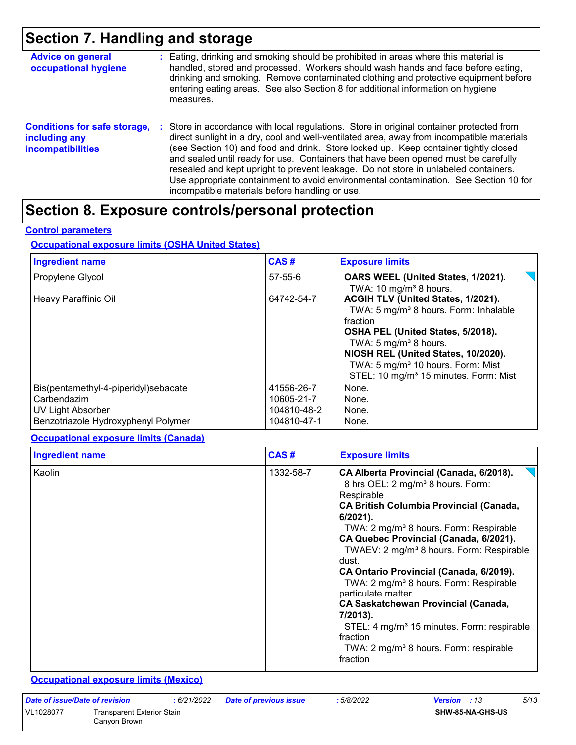# Section 7. Handling and storage

**Advice on general occupational hygiene** : Eating, drinking and smoking should be prohibited in areas where this material is handled, stored and processed. Workers should wash hands and face before eating, drinking and smoking. Remove contaminated clothing and protective equipment before entering eating areas. See also Section 8 for additional information on hygiene measures.

**Conditions for safe storage, including any incompatibilities** : Store in accordance with local regulations. Store in original container protected from direct sunlight in a dry, cool and well-ventilated area, away from incompatible materials (see Section 10) and food and drink. Store locked up. Keep container tightly closed and sealed until ready for use. Containers that have been opened must be carefully resealed and kept upright to prevent leakage. Do not store in unlabeled containers. Use appropriate containment to avoid environmental contamination. See Section 10 for incompatible materials before handling or use.

# Section 8. Exposure controls/personal protection

## Control parameters

### Occupational exposure limits (OSHA United States)

| Ingredient name | CAS # | Exposure limits |
|---|---|---|
| Propylene Glycol | 57-55-6 | **OARS WEEL (United States, 1/2021).**<br>TWA: 10 mg/m³ 8 hours. |
| Heavy Paraffinic Oil | 64742-54-7 | **ACGIH TLV (United States, 1/2021).**<br>TWA: 5 mg/m³ 8 hours. Form: Inhalable fraction<br>**OSHA PEL (United States, 5/2018).**<br>TWA: 5 mg/m³ 8 hours.<br>**NIOSH REL (United States, 10/2020).**<br>TWA: 5 mg/m³ 10 hours. Form: Mist<br>STEL: 10 mg/m³ 15 minutes. Form: Mist |
| Bis(pentamethyl-4-piperidyl)sebacate | 41556-26-7 | None. |
| Carbendazim | 10605-21-7 | None. |
| UV Light Absorber | 104810-48-2 | None. |
| Benzotriazole Hydroxyphenyl Polymer | 104810-47-1 | None. |

### Occupational exposure limits (Canada)

| Ingredient name | CAS # | Exposure limits |
|---|---|---|
| Kaolin | 1332-58-7 | **CA Alberta Provincial (Canada, 6/2018).**<br>8 hrs OEL: 2 mg/m³ 8 hours. Form: Respirable<br>**CA British Columbia Provincial (Canada, 6/2021).**<br>TWA: 2 mg/m³ 8 hours. Form: Respirable<br>**CA Quebec Provincial (Canada, 6/2021).**<br>TWAEV: 2 mg/m³ 8 hours. Form: Respirable dust.<br>**CA Ontario Provincial (Canada, 6/2019).**<br>TWA: 2 mg/m³ 8 hours. Form: Respirable particulate matter.<br>**CA Saskatchewan Provincial (Canada, 7/2013).**<br>STEL: 4 mg/m³ 15 minutes. Form: respirable fraction<br>TWA: 2 mg/m³ 8 hours. Form: respirable fraction |

### Occupational exposure limits (Mexico)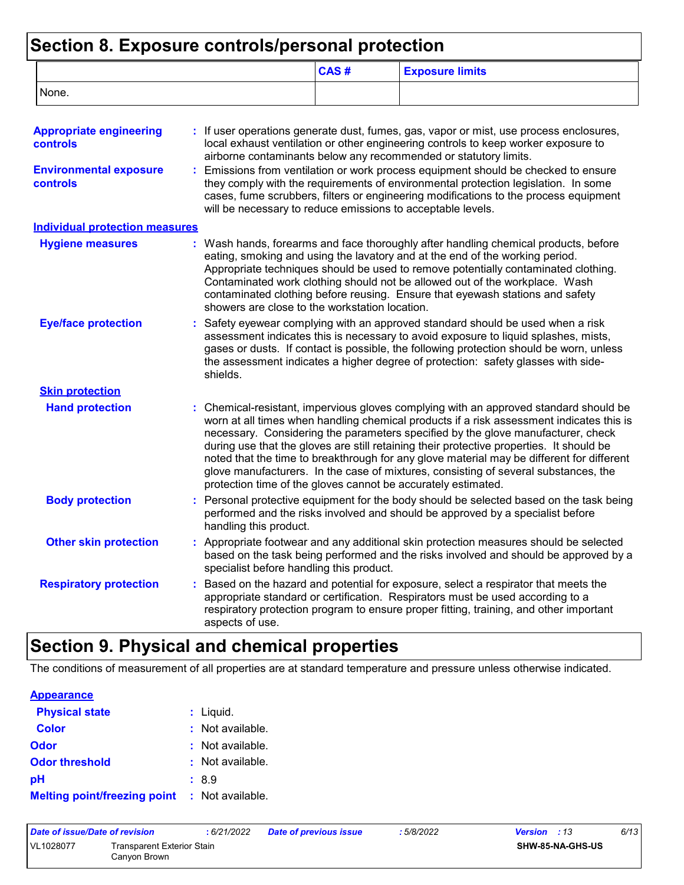## Section 8. Exposure controls/personal protection

| | CAS # | Exposure limits |
|---|---|---|
| None. | | |

**Appropriate engineering controls** : If user operations generate dust, fumes, gas, vapor or mist, use process enclosures, local exhaust ventilation or other engineering controls to keep worker exposure to airborne contaminants below any recommended or statutory limits.

**Environmental exposure controls** : Emissions from ventilation or work process equipment should be checked to ensure they comply with the requirements of environmental protection legislation. In some cases, fume scrubbers, filters or engineering modifications to the process equipment will be necessary to reduce emissions to acceptable levels.

**Individual protection measures**

**Hygiene measures** : Wash hands, forearms and face thoroughly after handling chemical products, before eating, smoking and using the lavatory and at the end of the working period. Appropriate techniques should be used to remove potentially contaminated clothing. Contaminated work clothing should not be allowed out of the workplace. Wash contaminated clothing before reusing. Ensure that eyewash stations and safety showers are close to the workstation location.

**Eye/face protection** : Safety eyewear complying with an approved standard should be used when a risk assessment indicates this is necessary to avoid exposure to liquid splashes, mists, gases or dusts. If contact is possible, the following protection should be worn, unless the assessment indicates a higher degree of protection: safety glasses with side-shields.

**Skin protection**

**Hand protection** : Chemical-resistant, impervious gloves complying with an approved standard should be worn at all times when handling chemical products if a risk assessment indicates this is necessary. Considering the parameters specified by the glove manufacturer, check during use that the gloves are still retaining their protective properties. It should be noted that the time to breakthrough for any glove material may be different for different glove manufacturers. In the case of mixtures, consisting of several substances, the protection time of the gloves cannot be accurately estimated.

**Body protection** : Personal protective equipment for the body should be selected based on the task being performed and the risks involved and should be approved by a specialist before handling this product.

**Other skin protection** : Appropriate footwear and any additional skin protection measures should be selected based on the task being performed and the risks involved and should be approved by a specialist before handling this product.

**Respiratory protection** : Based on the hazard and potential for exposure, select a respirator that meets the appropriate standard or certification. Respirators must be used according to a respiratory protection program to ensure proper fitting, training, and other important aspects of use.

## Section 9. Physical and chemical properties

The conditions of measurement of all properties are at standard temperature and pressure unless otherwise indicated.

**Appearance**

**Physical state** : Liquid.

**Color** : Not available.

**Odor** : Not available.

**Odor threshold** : Not available.

**pH** : 8.9

**Melting point/freezing point** : Not available.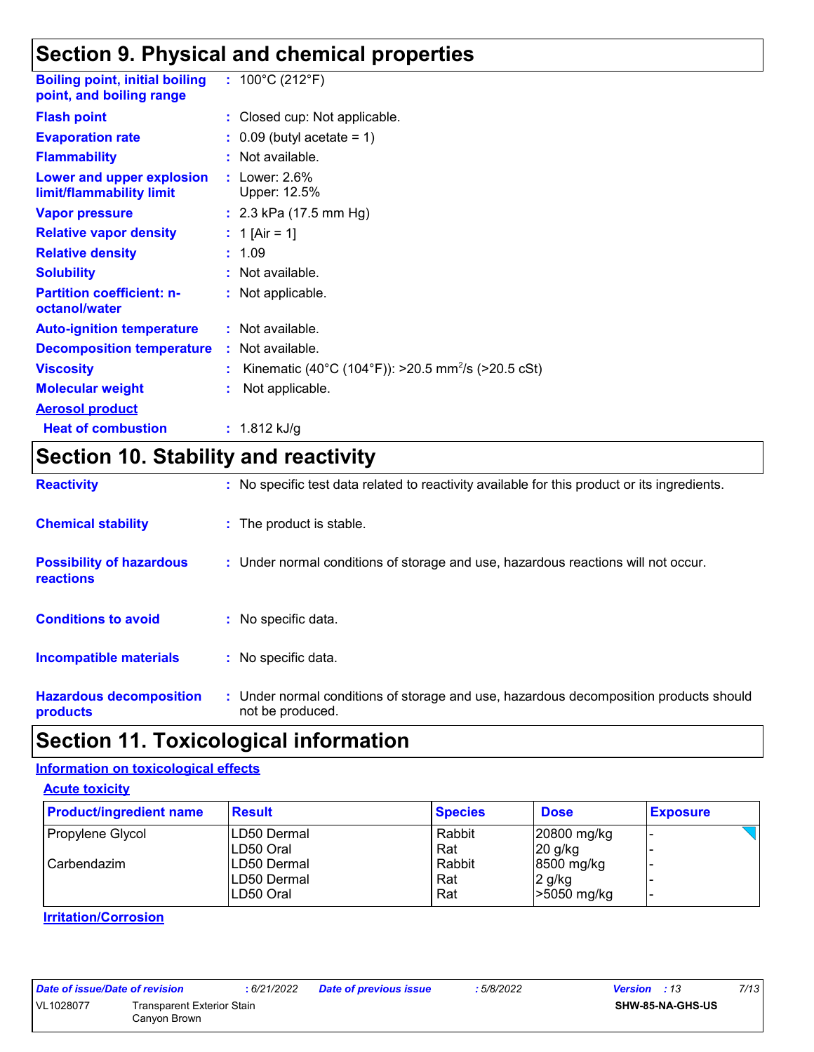# Section 9. Physical and chemical properties

**Boiling point, initial boiling point, and boiling range** : 100°C (212°F)

**Flash point** : Closed cup: Not applicable.

**Evaporation rate** : 0.09 (butyl acetate = 1)

**Flammability** : Not available.

**Lower and upper explosion limit/flammability limit** : Lower: 2.6%
Upper: 12.5%

**Vapor pressure** : 2.3 kPa (17.5 mm Hg)

**Relative vapor density** : 1 [Air = 1]

**Relative density** : 1.09

**Solubility** : Not available.

**Partition coefficient: n-octanol/water** : Not applicable.

**Auto-ignition temperature** : Not available.

**Decomposition temperature** : Not available.

**Viscosity** : Kinematic (40°C (104°F)): >20.5 $mm^2/s$ (>20.5 cSt)

**Molecular weight** : Not applicable.

**Aerosol product**

**Heat of combustion** : 1.812 kJ/g

# Section 10. Stability and reactivity

**Reactivity** : No specific test data related to reactivity available for this product or its ingredients.

**Chemical stability** : The product is stable.

**Possibility of hazardous reactions** : Under normal conditions of storage and use, hazardous reactions will not occur.

**Conditions to avoid** : No specific data.

**Incompatible materials** : No specific data.

**Hazardous decomposition products** : Under normal conditions of storage and use, hazardous decomposition products should not be produced.

# Section 11. Toxicological information

## Information on toxicological effects

### Acute toxicity

| Product/ingredient name | Result | Species | Dose | Exposure |
|---|---|---|---|---|
| Propylene Glycol | LD50 Dermal | Rabbit | 20800 mg/kg | - |
| | LD50 Oral | Rat | 20 g/kg | - |
| Carbendazim | LD50 Dermal | Rabbit | 8500 mg/kg | - |
| | LD50 Dermal | Rat | 2 g/kg | - |
| | LD50 Oral | Rat | >5050 mg/kg | - |

### Irritation/Corrosion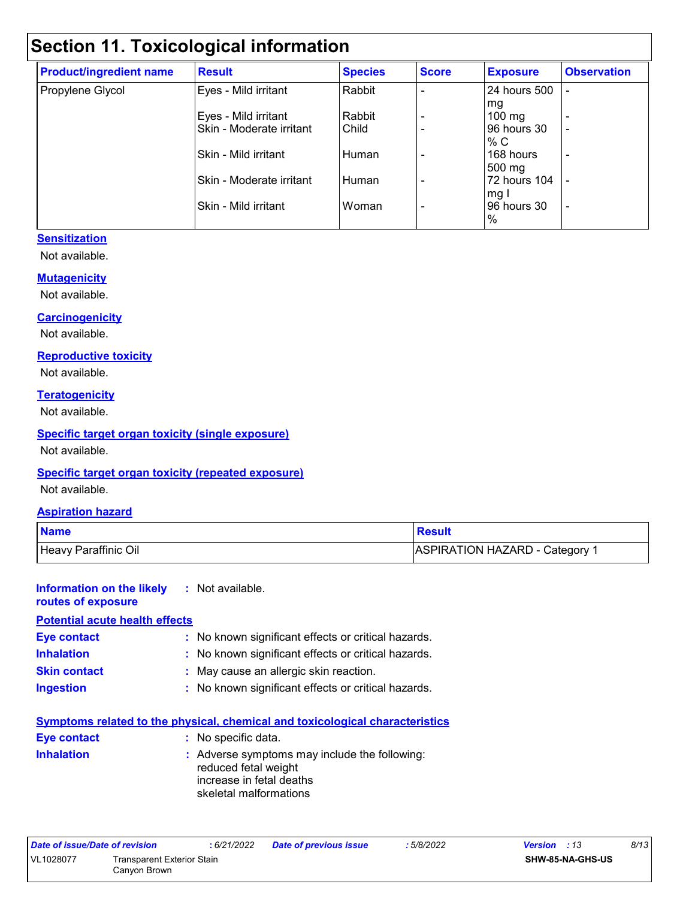# Section 11. Toxicological information

| Product/ingredient name | Result | Species | Score | Exposure | Observation |
|---|---|---|---|---|---|
| Propylene Glycol | Eyes - Mild irritant | Rabbit | - | 24 hours 500 mg | - |
| | Eyes - Mild irritant | Rabbit | - | 100 mg | - |
| | Skin - Moderate irritant | Child | - | 96 hours 30 % C | - |
| | Skin - Mild irritant | Human | - | 168 hours 500 mg | - |
| | Skin - Moderate irritant | Human | - | 72 hours 104 mg I | - |
| | Skin - Mild irritant | Woman | - | 96 hours 30 % | - |

### Sensitization

Not available.

### Mutagenicity

Not available.

### Carcinogenicity

Not available.

### Reproductive toxicity

Not available.

### Teratogenicity

Not available.

### Specific target organ toxicity (single exposure)

Not available.

### Specific target organ toxicity (repeated exposure)

Not available.

### Aspiration hazard

| Name | Result |
|---|---|
| Heavy Paraffinic Oil | ASPIRATION HAZARD - Category 1 |

**Information on the likely routes of exposure** : Not available.

### Potential acute health effects

**Eye contact** : No known significant effects or critical hazards.

**Inhalation** : No known significant effects or critical hazards.

**Skin contact** : May cause an allergic skin reaction.

**Ingestion** : No known significant effects or critical hazards.

### Symptoms related to the physical, chemical and toxicological characteristics

**Eye contact** : No specific data.

**Inhalation** : Adverse symptoms may include the following:
reduced fetal weight
increase in fetal deaths
skeletal malformations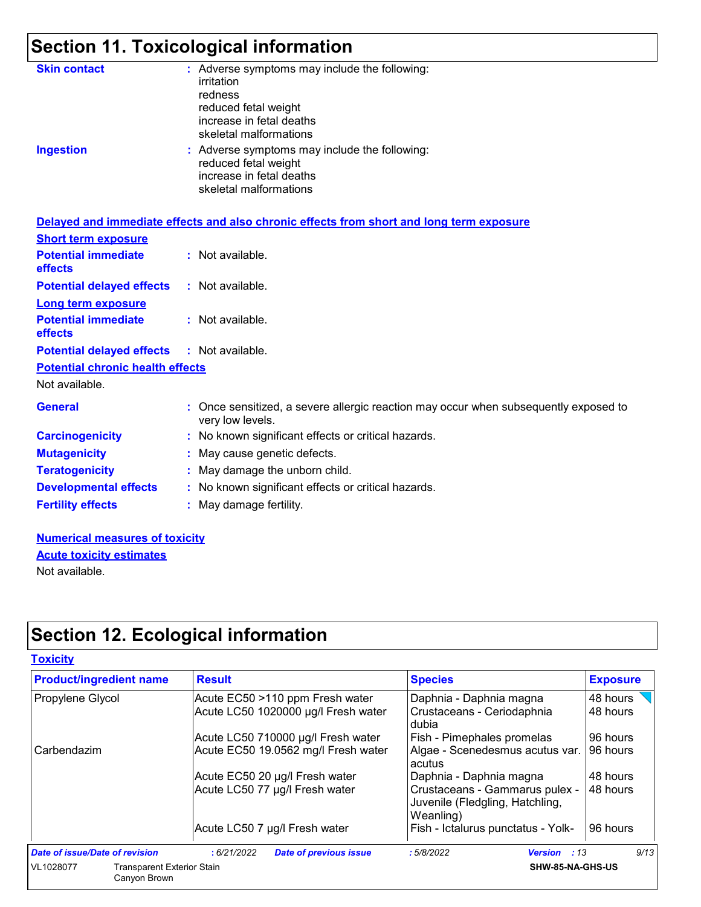## Section 11. Toxicological information

**Skin contact** : Adverse symptoms may include the following:
irritation
redness
reduced fetal weight
increase in fetal deaths
skeletal malformations

**Ingestion** : Adverse symptoms may include the following:
reduced fetal weight
increase in fetal deaths
skeletal malformations

**Delayed and immediate effects and also chronic effects from short and long term exposure**

**Short term exposure**

**Potential immediate effects** : Not available.

**Potential delayed effects** : Not available.

**Long term exposure**

**Potential immediate effects** : Not available.

**Potential delayed effects** : Not available.

**Potential chronic health effects**

Not available.

**General** : Once sensitized, a severe allergic reaction may occur when subsequently exposed to very low levels.

**Carcinogenicity** : No known significant effects or critical hazards.

**Mutagenicity** : May cause genetic defects.

**Teratogenicity** : May damage the unborn child.

**Developmental effects** : No known significant effects or critical hazards.

**Fertility effects** : May damage fertility.

**Numerical measures of toxicity**

**Acute toxicity estimates**

Not available.

## Section 12. Ecological information

**Toxicity**

| Product/ingredient name | Result | Species | Exposure |
|---|---|---|---|
| Propylene Glycol | Acute EC50 >110 ppm Fresh water | Daphnia - Daphnia magna | 48 hours |
| | Acute LC50 1020000 µg/l Fresh water | Crustaceans - Ceriodaphnia dubia | 48 hours |
| | Acute LC50 710000 µg/l Fresh water | Fish - Pimephales promelas | 96 hours |
| Carbendazim | Acute EC50 19.0562 mg/l Fresh water | Algae - Scenedesmus acutus var. acutus | 96 hours |
| | Acute EC50 20 µg/l Fresh water | Daphnia - Daphnia magna | 48 hours |
| | Acute LC50 77 µg/l Fresh water | Crustaceans - Gammarus pulex - Juvenile (Fledgling, Hatchling, Weanling) | 48 hours |
| | Acute LC50 7 µg/l Fresh water | Fish - Ictalurus punctatus - Yolk- | 96 hours |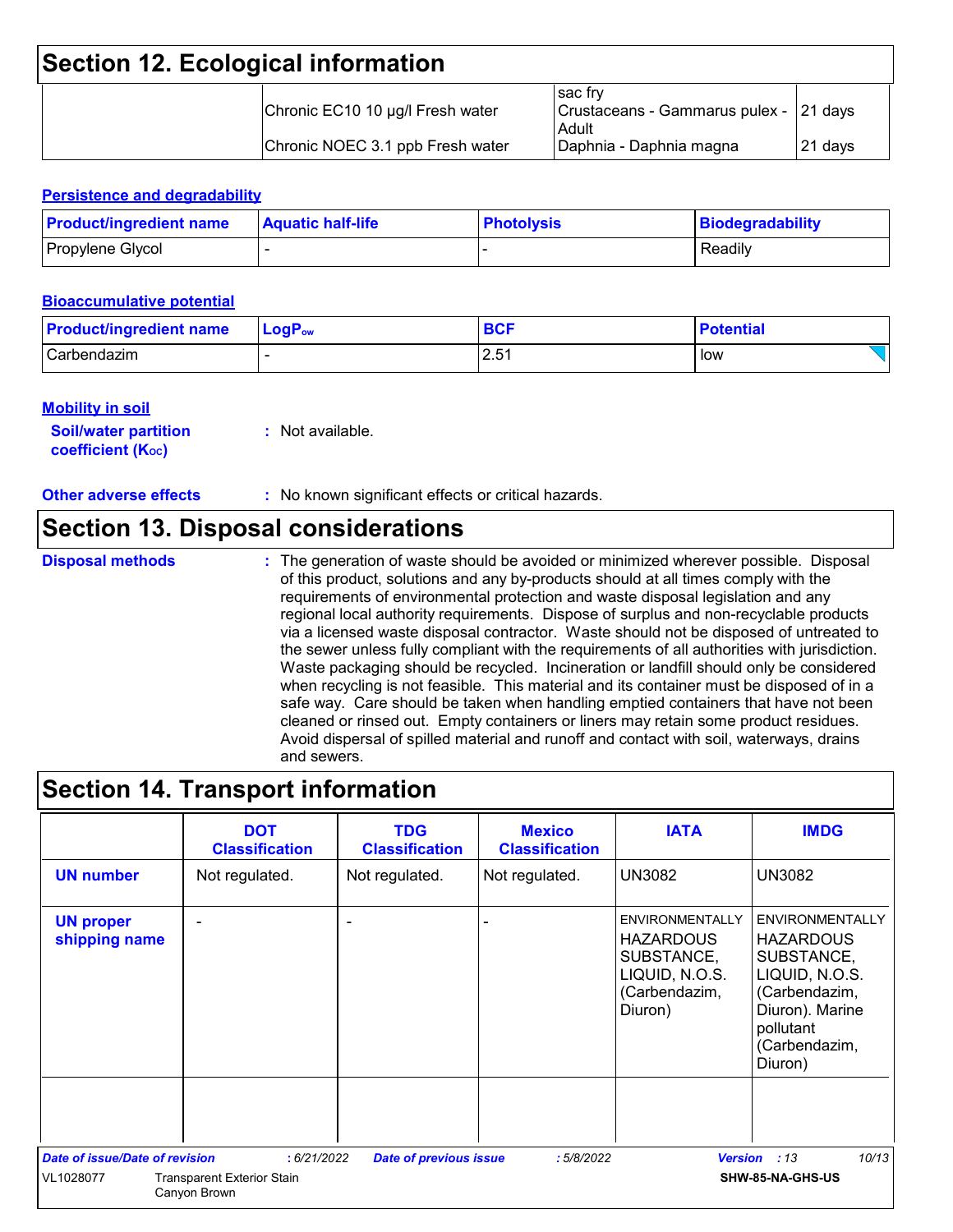## Section 12. Ecological information

| | | | |
|---|---|---|---|
| | | sac fry | |
| | Chronic EC10 10 µg/l Fresh water | Crustaceans - Gammarus pulex - Adult | 21 days |
| | Chronic NOEC 3.1 ppb Fresh water | Daphnia - Daphnia magna | 21 days |

**Persistence and degradability**

| Product/ingredient name | Aquatic half-life | Photolysis | Biodegradability |
|---|---|---|---|
| Propylene Glycol | - | - | Readily |

**Bioaccumulative potential**

| Product/ingredient name | $LogP_{ow}$ | BCF | Potential |
|---|---|---|---|
| Carbendazim | - | 2.51 | low |

**Mobility in soil**

**Soil/water partition coefficient ($K_{OC}$)** : Not available.

**Other adverse effects** : No known significant effects or critical hazards.

## Section 13. Disposal considerations

**Disposal methods** : The generation of waste should be avoided or minimized wherever possible. Disposal of this product, solutions and any by-products should at all times comply with the requirements of environmental protection and waste disposal legislation and any regional local authority requirements. Dispose of surplus and non-recyclable products via a licensed waste disposal contractor. Waste should not be disposed of untreated to the sewer unless fully compliant with the requirements of all authorities with jurisdiction. Waste packaging should be recycled. Incineration or landfill should only be considered when recycling is not feasible. This material and its container must be disposed of in a safe way. Care should be taken when handling emptied containers that have not been cleaned or rinsed out. Empty containers or liners may retain some product residues. Avoid dispersal of spilled material and runoff and contact with soil, waterways, drains and sewers.

## Section 14. Transport information

| | DOT Classification | TDG Classification | Mexico Classification | IATA | IMDG |
|---|---|---|---|---|---|
| **UN number** | Not regulated. | Not regulated. | Not regulated. | UN3082 | UN3082 |
| **UN proper shipping name** | - | - | - | ENVIRONMENTALLY HAZARDOUS SUBSTANCE, LIQUID, N.O.S. (Carbendazim, Diuron) | ENVIRONMENTALLY HAZARDOUS SUBSTANCE, LIQUID, N.O.S. (Carbendazim, Diuron). Marine pollutant (Carbendazim, Diuron) |
| | | | | | |

**Date of issue/Date of revision** : 6/21/2022 **Date of previous issue** : 5/8/2022 **Version** : 13

VL1028077 Transparent Exterior Stain Canyon Brown SHW-85-NA-GHS-US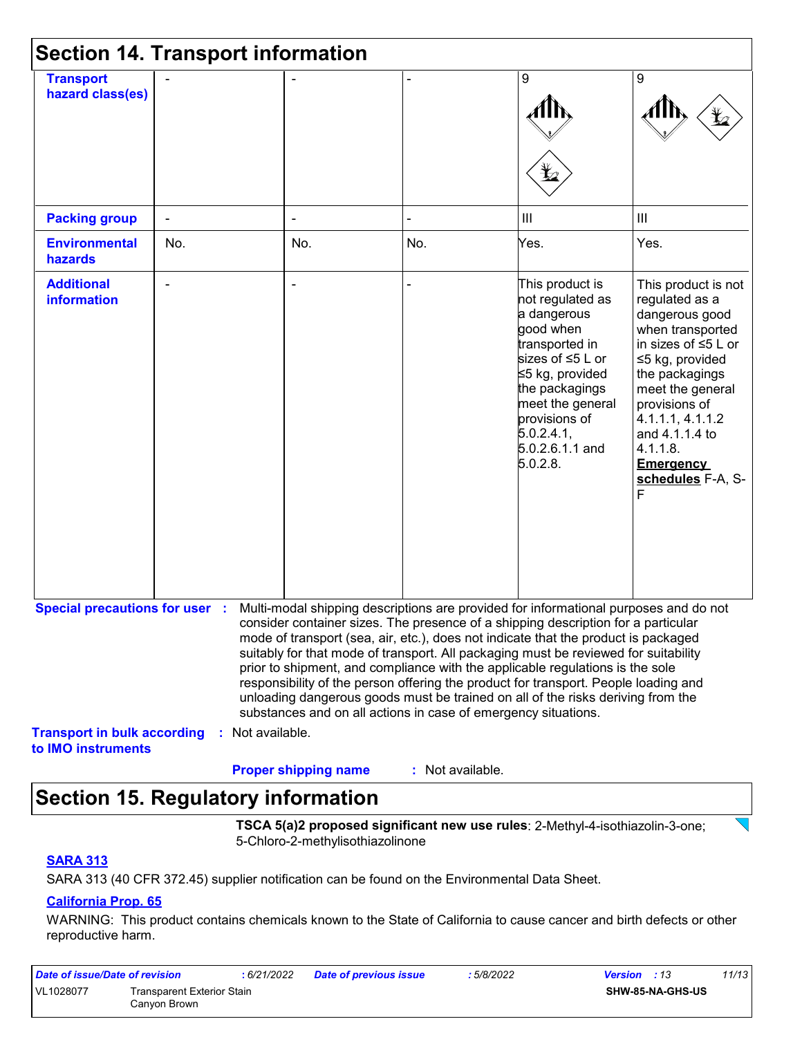## Section 14. Transport information

| | | | | | |
|---|---|---|---|---|---|
| **Transport hazard class(es)** | - | - | - | 9 | 9 |
| **Packing group** | - | - | - | III | III |
| **Environmental hazards** | No. | No. | No. | Yes. | Yes. |
| **Additional information** | - | - | - | This product is not regulated as a dangerous good when transported in sizes of ≤5 L or ≤5 kg, provided the packagings meet the general provisions of 5.0.2.4.1, 5.0.2.6.1.1 and 5.0.2.8. | This product is not regulated as a dangerous good when transported in sizes of ≤5 L or ≤5 kg, provided the packagings meet the general provisions of 4.1.1.1, 4.1.1.2 and 4.1.1.4 to 4.1.1.8. **Emergency schedules** F-A, S-F |

**Special precautions for user** : Multi-modal shipping descriptions are provided for informational purposes and do not consider container sizes. The presence of a shipping description for a particular mode of transport (sea, air, etc.), does not indicate that the product is packaged suitably for that mode of transport. All packaging must be reviewed for suitability prior to shipment, and compliance with the applicable regulations is the sole responsibility of the person offering the product for transport. People loading and unloading dangerous goods must be trained on all of the risks deriving from the substances and on all actions in case of emergency situations.

**Transport in bulk according to IMO instruments** : Not available.

**Proper shipping name** : Not available.

## Section 15. Regulatory information

**TSCA 5(a)2 proposed significant new use rules**: 2-Methyl-4-isothiazolin-3-one; 5-Chloro-2-methylisothiazolinone

### SARA 313

SARA 313 (40 CFR 372.45) supplier notification can be found on the Environmental Data Sheet.

### California Prop. 65

WARNING: This product contains chemicals known to the State of California to cause cancer and birth defects or other reproductive harm.

| *Date of issue/Date of revision* | : 6/21/2022 | *Date of previous issue* | : 5/8/2022 | *Version* : 13 |
|---|---|---|---|---|
| VL1028077 | Transparent Exterior Stain Canyon Brown | | | SHW-85-NA-GHS-US |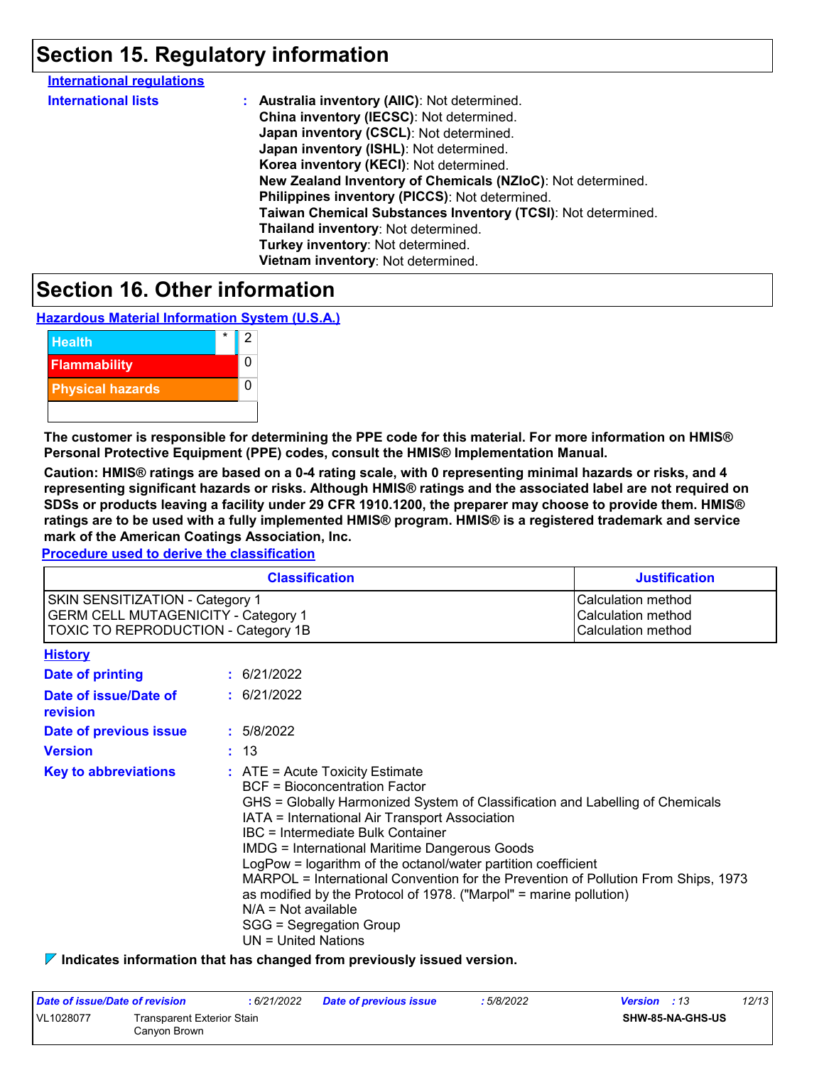# Section 15. Regulatory information

**International regulations**

**International lists** : **Australia inventory (AIIC)**: Not determined.
**China inventory (IECSC)**: Not determined.
**Japan inventory (CSCL)**: Not determined.
**Japan inventory (ISHL)**: Not determined.
**Korea inventory (KECI)**: Not determined.
**New Zealand Inventory of Chemicals (NZIoC)**: Not determined.
**Philippines inventory (PICCS)**: Not determined.
**Taiwan Chemical Substances Inventory (TCSI)**: Not determined.
**Thailand inventory**: Not determined.
**Turkey inventory**: Not determined.
**Vietnam inventory**: Not determined.

# Section 16. Other information

**Hazardous Material Information System (U.S.A.)**

| | | |
|---|---|---|
| Health | * | 2 |
| Flammability | | 0 |
| Physical hazards | | 0 |
| | | |

**The customer is responsible for determining the PPE code for this material. For more information on HMIS® Personal Protective Equipment (PPE) codes, consult the HMIS® Implementation Manual.**

**Caution: HMIS® ratings are based on a 0-4 rating scale, with 0 representing minimal hazards or risks, and 4 representing significant hazards or risks. Although HMIS® ratings and the associated label are not required on SDSs or products leaving a facility under 29 CFR 1910.1200, the preparer may choose to provide them. HMIS® ratings are to be used with a fully implemented HMIS® program. HMIS® is a registered trademark and service mark of the American Coatings Association, Inc.**

**Procedure used to derive the classification**

| Classification | Justification |
|---|---|
| SKIN SENSITIZATION - Category 1 | Calculation method |
| GERM CELL MUTAGENICITY - Category 1 | Calculation method |
| TOXIC TO REPRODUCTION - Category 1B | Calculation method |

**History**

**Date of printing** : 6/21/2022

**Date of issue/Date of revision** : 6/21/2022

**Date of previous issue** : 5/8/2022

**Version** : 13

**Key to abbreviations** : ATE = Acute Toxicity Estimate
BCF = Bioconcentration Factor
GHS = Globally Harmonized System of Classification and Labelling of Chemicals
IATA = International Air Transport Association
IBC = Intermediate Bulk Container
IMDG = International Maritime Dangerous Goods
LogPow = logarithm of the octanol/water partition coefficient
MARPOL = International Convention for the Prevention of Pollution From Ships, 1973 as modified by the Protocol of 1978. ("Marpol" = marine pollution)
N/A = Not available
SGG = Segregation Group
UN = United Nations

**Indicates information that has changed from previously issued version.**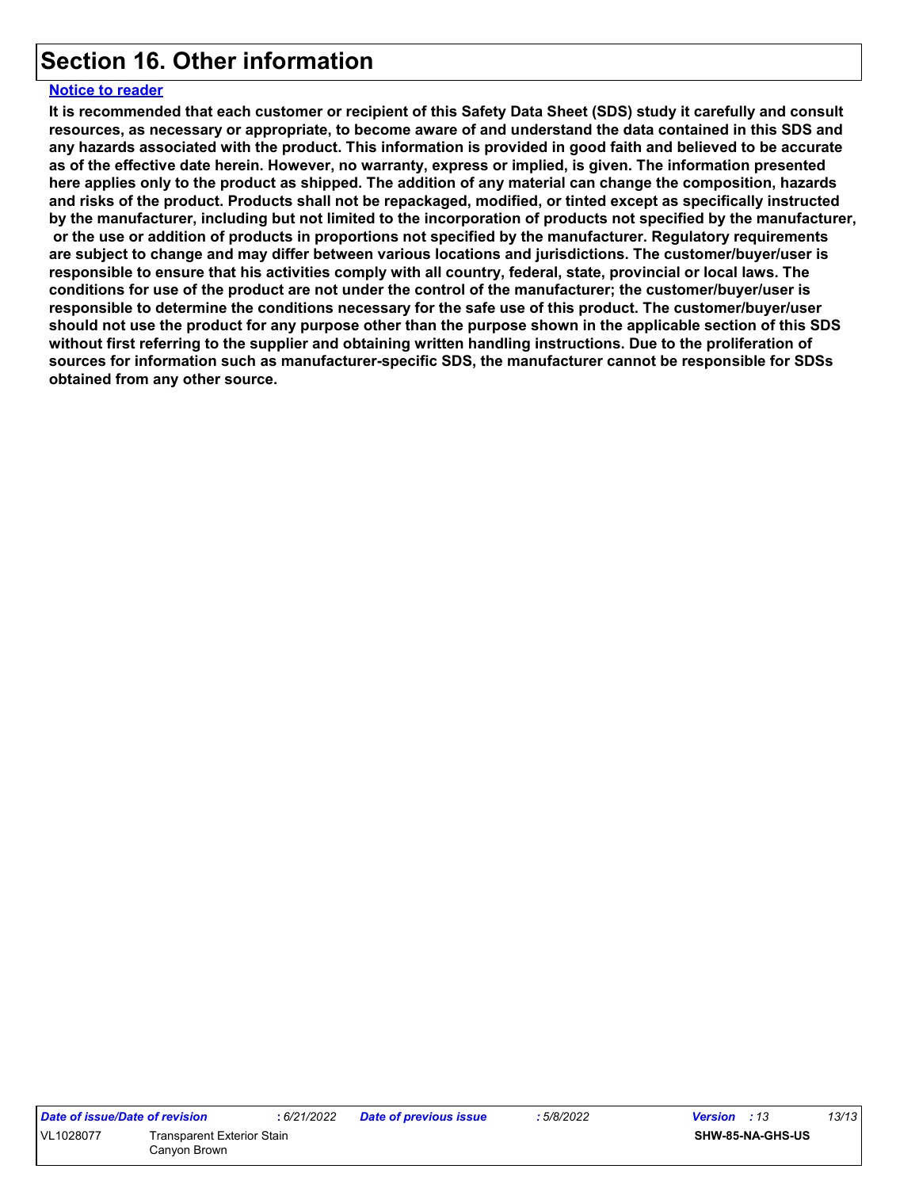# Section 16. Other information

**Notice to reader**

**It is recommended that each customer or recipient of this Safety Data Sheet (SDS) study it carefully and consult resources, as necessary or appropriate, to become aware of and understand the data contained in this SDS and any hazards associated with the product. This information is provided in good faith and believed to be accurate as of the effective date herein. However, no warranty, express or implied, is given. The information presented here applies only to the product as shipped. The addition of any material can change the composition, hazards and risks of the product. Products shall not be repackaged, modified, or tinted except as specifically instructed by the manufacturer, including but not limited to the incorporation of products not specified by the manufacturer, or the use or addition of products in proportions not specified by the manufacturer. Regulatory requirements are subject to change and may differ between various locations and jurisdictions. The customer/buyer/user is responsible to ensure that his activities comply with all country, federal, state, provincial or local laws. The conditions for use of the product are not under the control of the manufacturer; the customer/buyer/user is responsible to determine the conditions necessary for the safe use of this product. The customer/buyer/user should not use the product for any purpose other than the purpose shown in the applicable section of this SDS without first referring to the supplier and obtaining written handling instructions. Due to the proliferation of sources for information such as manufacturer-specific SDS, the manufacturer cannot be responsible for SDSs obtained from any other source.**